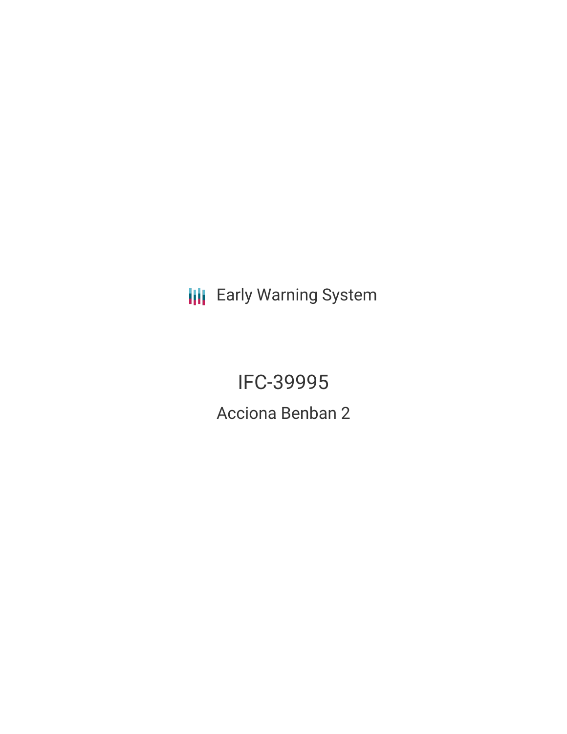Early Warning System

# IFC-39995

## Acciona Benban 2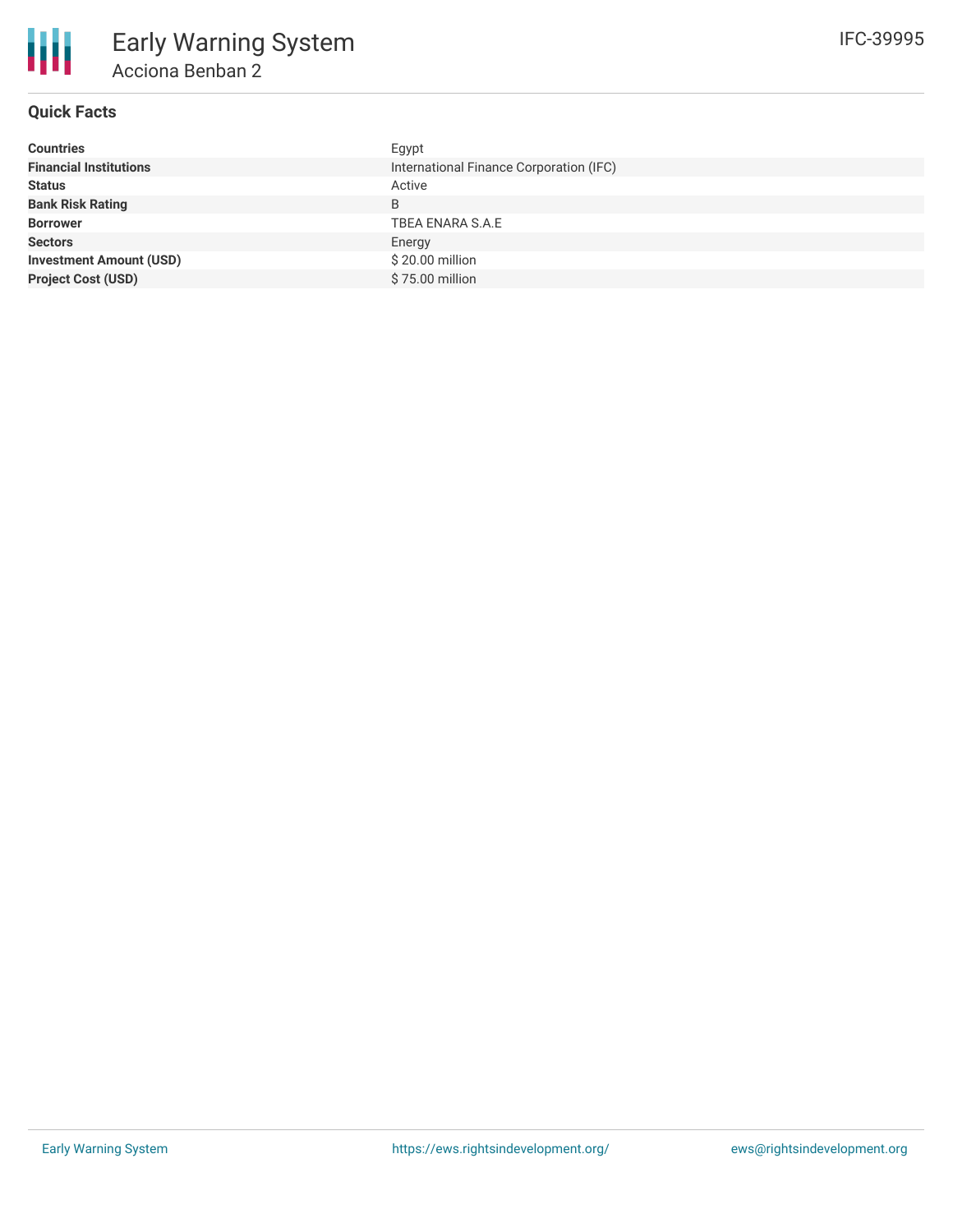# Early Warning System

## Acciona Benban 2

IFC-39995

### Quick Facts

| | |
|---|---|
| **Countries** | Egypt |
| **Financial Institutions** | International Finance Corporation (IFC) |
| **Status** | Active |
| **Bank Risk Rating** | B |
| **Borrower** | TBEA ENARA S.A.E |
| **Sectors** | Energy |
| **Investment Amount (USD)** | $ 20.00 million |
| **Project Cost (USD)** | $ 75.00 million |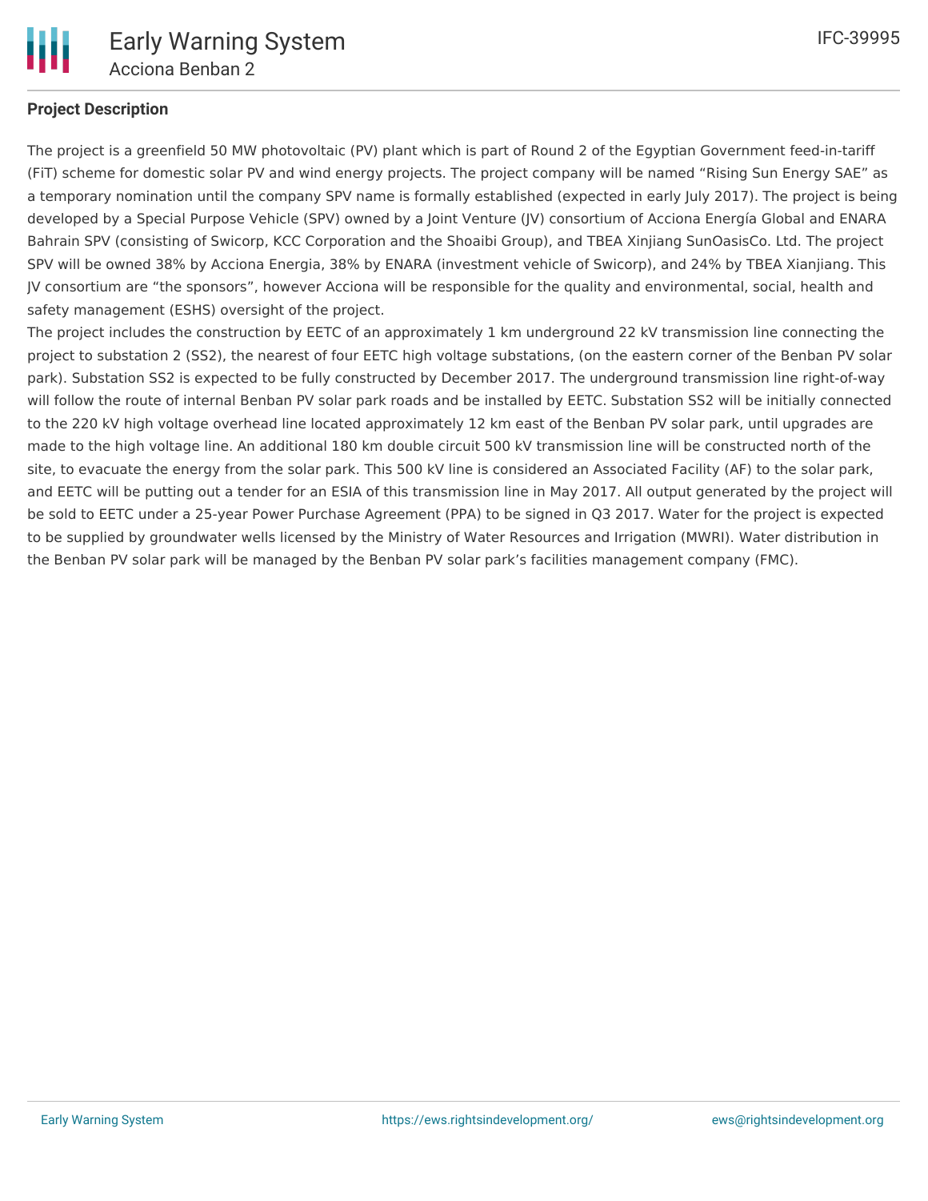**Project Description**

The project is a greenfield 50 MW photovoltaic (PV) plant which is part of Round 2 of the Egyptian Government feed-in-tariff (FiT) scheme for domestic solar PV and wind energy projects. The project company will be named "Rising Sun Energy SAE" as a temporary nomination until the company SPV name is formally established (expected in early July 2017). The project is being developed by a Special Purpose Vehicle (SPV) owned by a Joint Venture (JV) consortium of Acciona Energía Global and ENARA Bahrain SPV (consisting of Swicorp, KCC Corporation and the Shoaibi Group), and TBEA Xinjiang SunOasisCo. Ltd. The project SPV will be owned 38% by Acciona Energia, 38% by ENARA (investment vehicle of Swicorp), and 24% by TBEA Xianjiang. This JV consortium are "the sponsors", however Acciona will be responsible for the quality and environmental, social, health and safety management (ESHS) oversight of the project.

The project includes the construction by EETC of an approximately 1 km underground 22 kV transmission line connecting the project to substation 2 (SS2), the nearest of four EETC high voltage substations, (on the eastern corner of the Benban PV solar park). Substation SS2 is expected to be fully constructed by December 2017. The underground transmission line right-of-way will follow the route of internal Benban PV solar park roads and be installed by EETC. Substation SS2 will be initially connected to the 220 kV high voltage overhead line located approximately 12 km east of the Benban PV solar park, until upgrades are made to the high voltage line. An additional 180 km double circuit 500 kV transmission line will be constructed north of the site, to evacuate the energy from the solar park. This 500 kV line is considered an Associated Facility (AF) to the solar park, and EETC will be putting out a tender for an ESIA of this transmission line in May 2017. All output generated by the project will be sold to EETC under a 25-year Power Purchase Agreement (PPA) to be signed in Q3 2017. Water for the project is expected to be supplied by groundwater wells licensed by the Ministry of Water Resources and Irrigation (MWRI). Water distribution in the Benban PV solar park will be managed by the Benban PV solar park's facilities management company (FMC).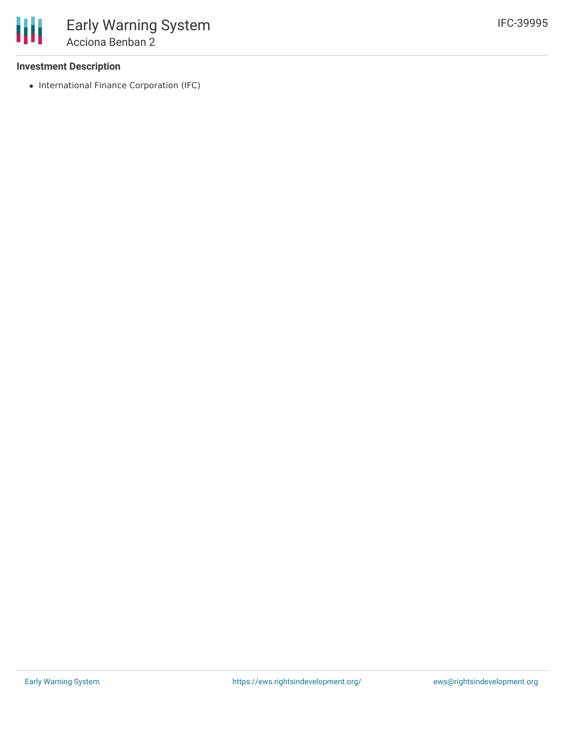### Investment Description

- International Finance Corporation (IFC)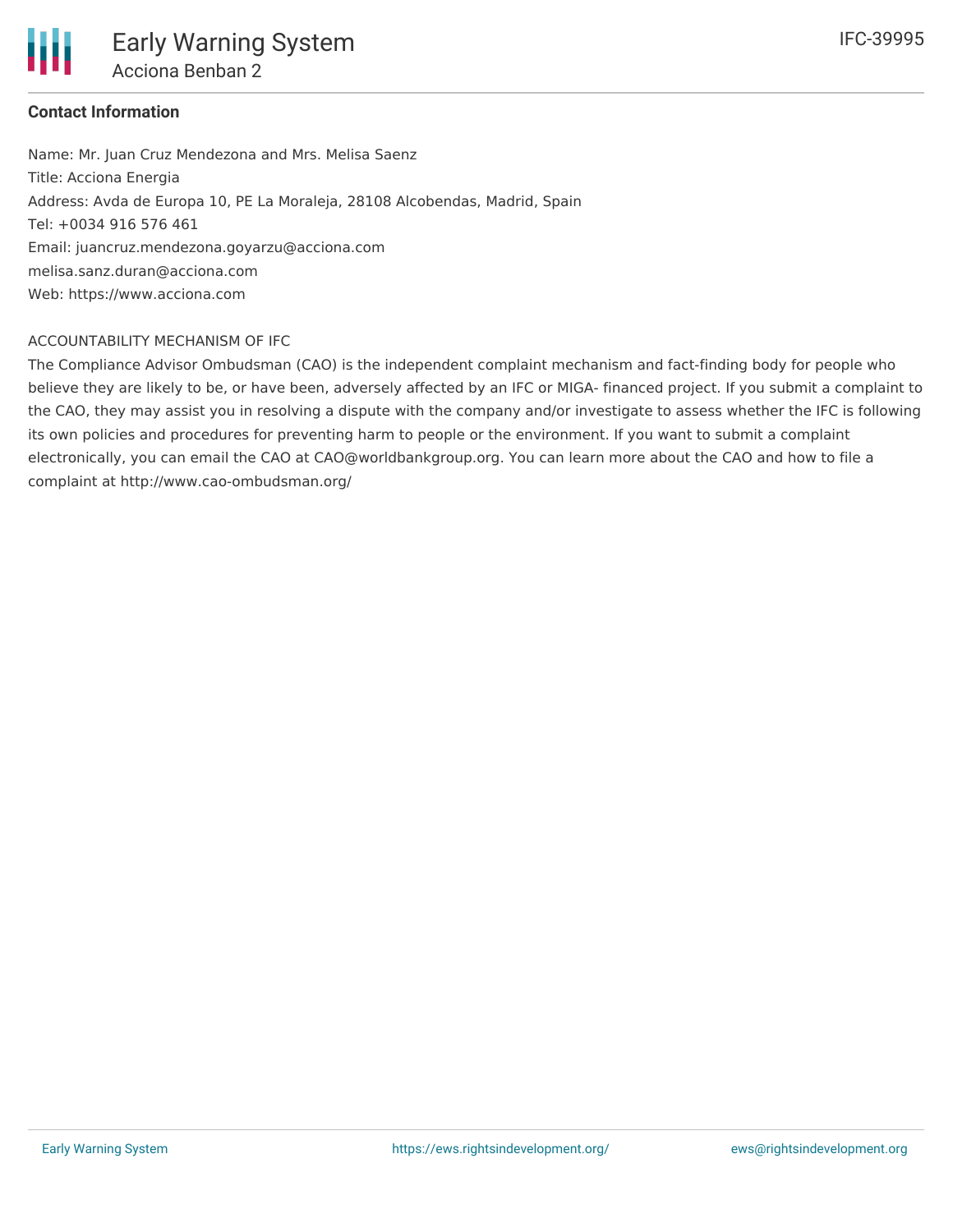**Contact Information**

Name: Mr. Juan Cruz Mendezona and Mrs. Melisa Saenz
Title: Acciona Energia
Address: Avda de Europa 10, PE La Moraleja, 28108 Alcobendas, Madrid, Spain
Tel: +0034 916 576 461
Email: juancruz.mendezona.goyarzu@acciona.com
melisa.sanz.duran@acciona.com
Web: https://www.acciona.com

ACCOUNTABILITY MECHANISM OF IFC

The Compliance Advisor Ombudsman (CAO) is the independent complaint mechanism and fact-finding body for people who believe they are likely to be, or have been, adversely affected by an IFC or MIGA- financed project. If you submit a complaint to the CAO, they may assist you in resolving a dispute with the company and/or investigate to assess whether the IFC is following its own policies and procedures for preventing harm to people or the environment. If you want to submit a complaint electronically, you can email the CAO at CAO@worldbankgroup.org. You can learn more about the CAO and how to file a complaint at http://www.cao-ombudsman.org/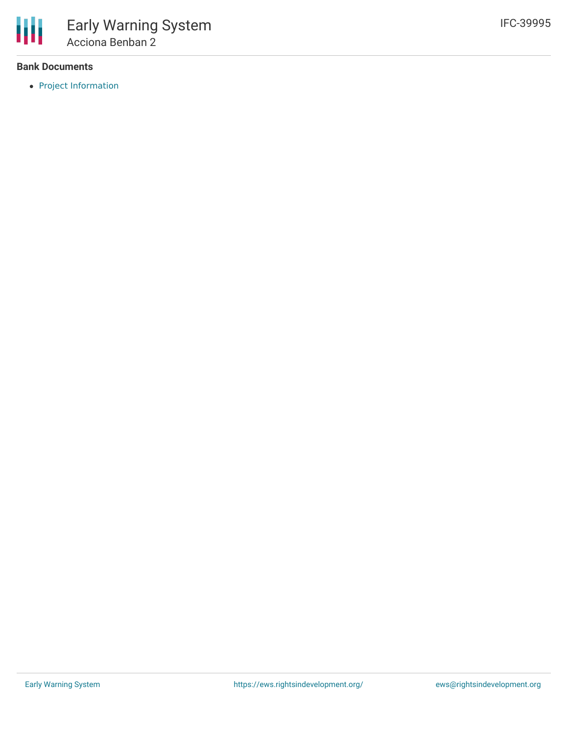**Bank Documents**

- Project Information